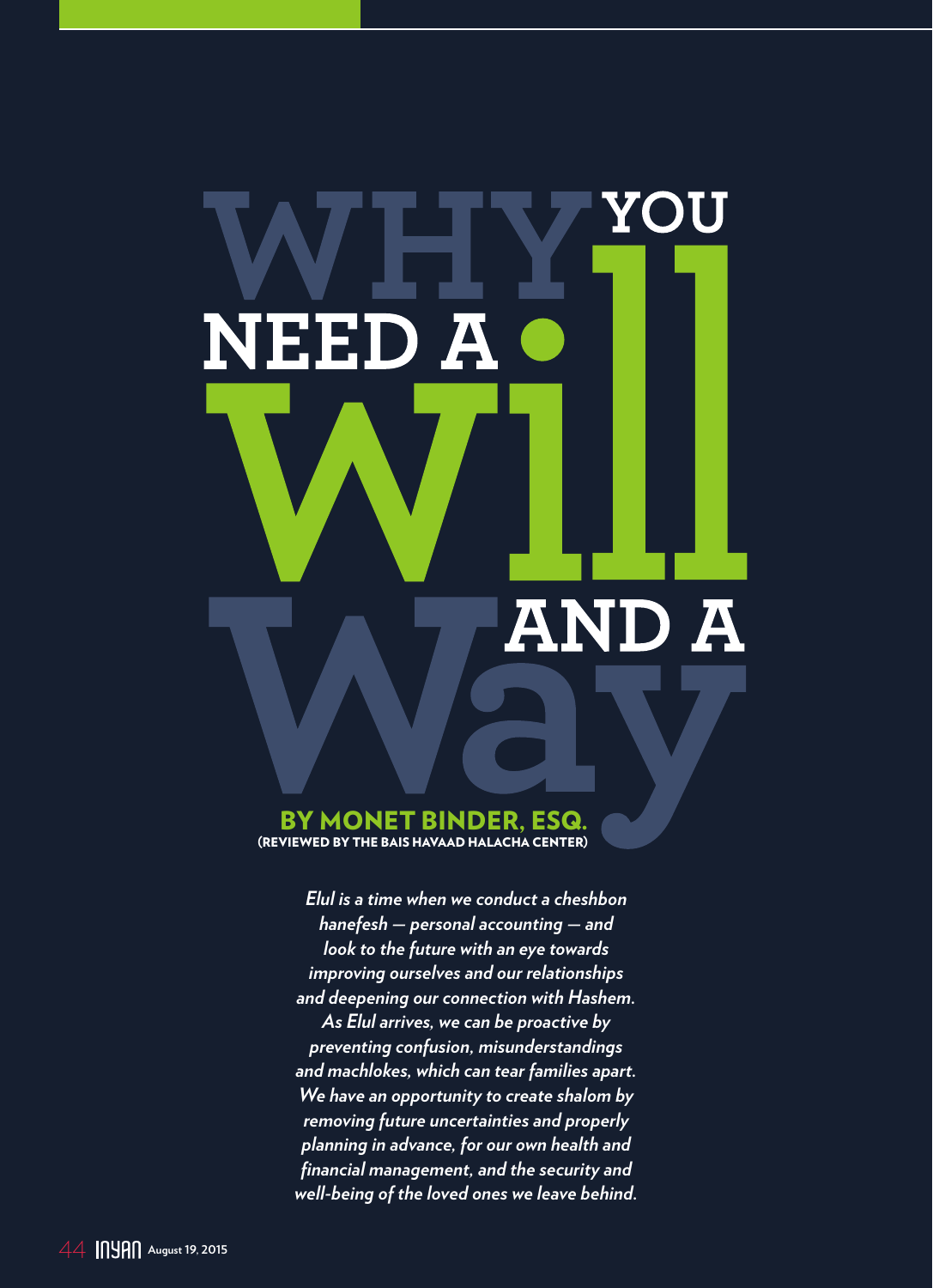# Why You Need a Will and a Way

**BY MONET BINDER, ESQ.**
**(REVIEWED BY THE BAIS HAVAAD HALACHA CENTER)**

***Elul is a time when we conduct a cheshbon hanefesh — personal accounting — and look to the future with an eye towards improving ourselves and our relationships and deepening our connection with Hashem. As Elul arrives, we can be proactive by preventing confusion, misunderstandings and machlokes, which can tear families apart. We have an opportunity to create shalom by removing future uncertainties and properly planning in advance, for our own health and financial management, and the security and well-being of the loved ones we leave behind.***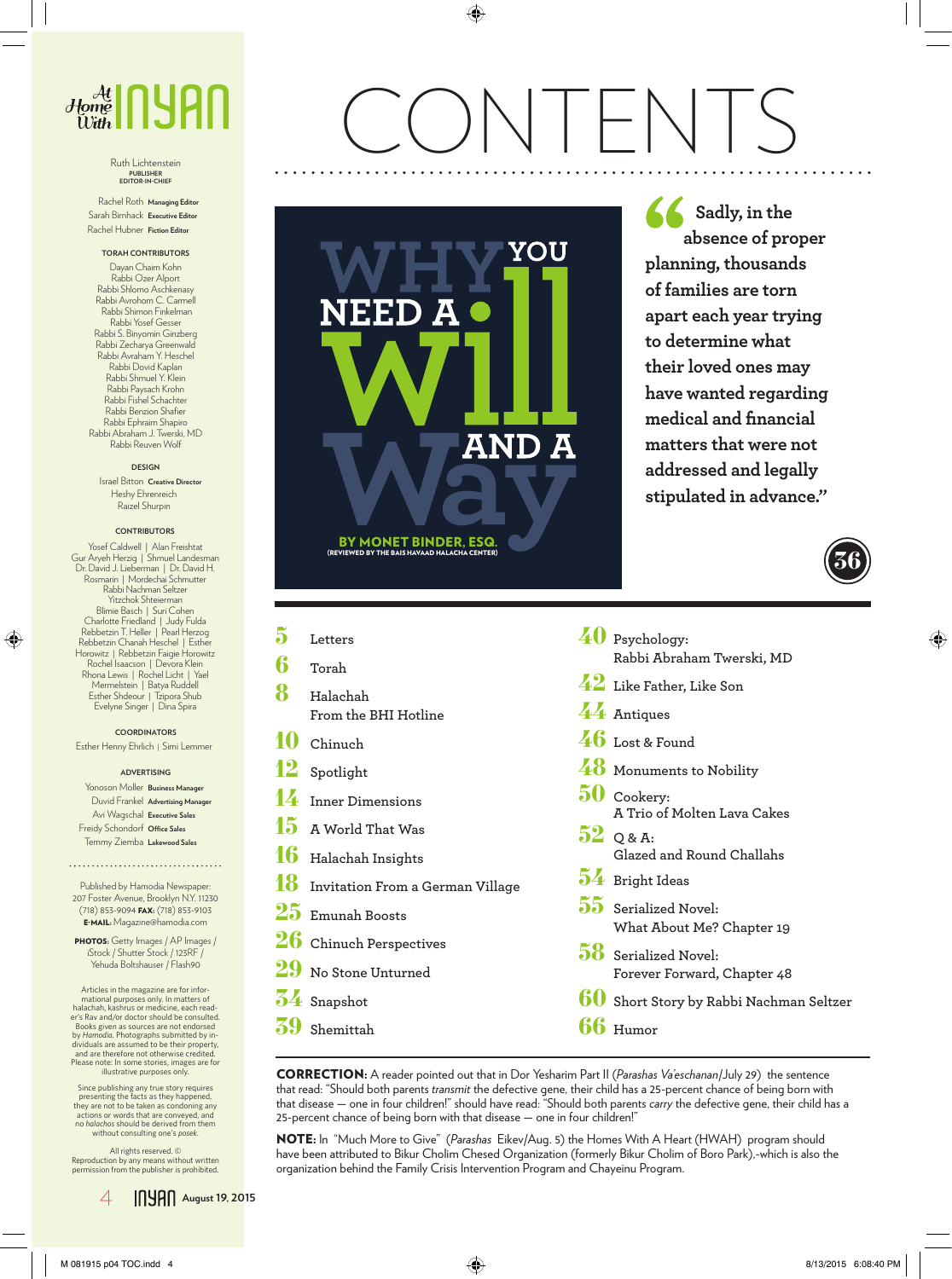# At Home With INYAN

Ruth Lichtenstein
PUBLISHER
EDITOR-IN-CHIEF

Rachel Roth **Managing Editor**
Sarah Birnhack **Executive Editor**
Rachel Hubner **Fiction Editor**

**TORAH CONTRIBUTORS**

Dayan Chaim Kohn
Rabbi Ozer Alport
Rabbi Shlomo Aschkenasy
Rabbi Avrohom C. Carmell
Rabbi Shimon Finkelman
Rabbi Yosef Gesser
Rabbi S. Binyomin Ginzberg
Rabbi Zecharya Greenwald
Rabbi Avraham Y. Heschel
Rabbi Dovid Kaplan
Rabbi Shmuel Y. Klein
Rabbi Paysach Krohn
Rabbi Fishel Schachter
Rabbi Benzion Shafier
Rabbi Ephraim Shapiro
Rabbi Abraham J. Twerski, MD
Rabbi Reuven Wolf

**DESIGN**

Israel Bitton **Creative Director**
Heshy Ehrenreich
Raizel Shurpin

**CONTRIBUTORS**

Yosef Caldwell | Alan Freishtat
Gur Aryeh Herzig | Shmuel Landesman
Dr. David J. Lieberman | Dr. David H. Rosmarin | Mordechai Schmutter
Rabbi Nachman Seltzer
Yitzchok Shteierman
Blimie Basch | Suri Cohen
Charlotte Friedland | Judy Fulda
Rebbetzin T. Heller | Pearl Herzog
Rebbetzin Chanah Heschel | Esther Horowitz | Rebbetzin Faigie Horowitz
Rochel Isaacson | Devora Klein
Rhona Lewis | Rochel Licht | Yael Mermelstein | Batya Ruddell
Esther Shdeour | Tzipora Shub
Evelyne Singer | Dina Spira

**COORDINATORS**

Esther Henny Ehrlich | Simi Lemmer

**ADVERTISING**

Yonoson Moller **Business Manager**
Duvid Frankel **Advertising Manager**
Avi Wagschal **Executive Sales**
Freidy Schondorf **Office Sales**
Temmy Ziemba **Lakewood Sales**

Published by Hamodia Newspaper:
207 Foster Avenue, Brooklyn N.Y. 11230
(718) 853-9094 **FAX:** (718) 853-9103
**E-MAIL:** Magazine@hamodia.com

**PHOTOS:** Getty Images / AP Images / iStock / Shutter Stock / 123RF / Yehuda Boltshauser / Flash90

Articles in the magazine are for informational purposes only. In matters of halachah, kashrus or medicine, each reader's Rav and/or doctor should be consulted. Books given as sources are not endorsed by *Hamodia*. Photographs submitted by individuals are assumed to be their property, and are therefore not otherwise credited. Please note: In some stories, images are for illustrative purposes only.

Since publishing any true story requires presenting the facts as they happened, they are not to be taken as condoning any actions or words that are conveyed, and no *halachos* should be derived from them without consulting one's *posek*.

All rights reserved. ©
Reproduction by any means without written permission from the publisher is prohibited.

# CONTENTS

## Why You Need a Will and a Way

**BY MONET BINDER, ESQ.**
(REVIEWED BY THE BAIS HAVAAD HALACHA CENTER)

"Sadly, in the absence of proper planning, thousands of families are torn apart each year trying to determine what their loved ones may have wanted regarding medical and financial matters that were not addressed and legally stipulated in advance."

**36**

- **5** Letters
- **6** Torah
- **8** Halachah — From the BHI Hotline
- **10** Chinuch
- **12** Spotlight
- **14** Inner Dimensions
- **15** A World That Was
- **16** Halachah Insights
- **18** Invitation From a German Village
- **25** Emunah Boosts
- **26** Chinuch Perspectives
- **29** No Stone Unturned
- **34** Snapshot
- **39** Shemittah
- **40** Psychology: Rabbi Abraham Twerski, MD
- **42** Like Father, Like Son
- **44** Antiques
- **46** Lost & Found
- **48** Monuments to Nobility
- **50** Cookery: A Trio of Molten Lava Cakes
- **52** Q & A: Glazed and Round Challahs
- **54** Bright Ideas
- **55** Serialized Novel: What About Me? Chapter 19
- **58** Serialized Novel: Forever Forward, Chapter 48
- **60** Short Story by Rabbi Nachman Seltzer
- **66** Humor

**CORRECTION:** A reader pointed out that in Dor Yesharim Part II (*Parashas Va'eschanan*/July 29) the sentence that read: "Should both parents *transmit* the defective gene, their child has a 25-percent chance of being born with that disease — one in four children!" should have read: "Should both parents *carry* the defective gene, their child has a 25-percent chance of being born with that disease — one in four children!"

**NOTE:** In "Much More to Give" (*Parashas* Eikev/Aug. 5) the Homes With A Heart (HWAH) program should have been attributed to Bikur Cholim Chesed Organization (formerly Bikur Cholim of Boro Park),-which is also the organization behind the Family Crisis Intervention Program and Chayeinu Program.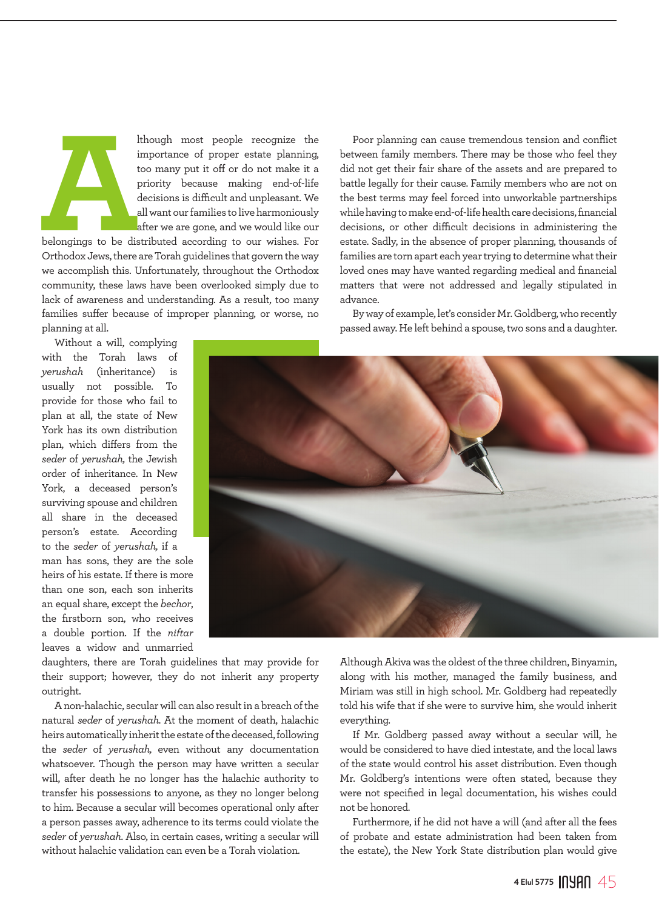Although most people recognize the importance of proper estate planning, too many put it off or do not make it a priority because making end-of-life decisions is difficult and unpleasant. We all want our families to live harmoniously after we are gone, and we would like our belongings to be distributed according to our wishes. For Orthodox Jews, there are Torah guidelines that govern the way we accomplish this. Unfortunately, throughout the Orthodox community, these laws have been overlooked simply due to lack of awareness and understanding. As a result, too many families suffer because of improper planning, or worse, no planning at all.

Without a will, complying with the Torah laws of *yerushah* (inheritance) is usually not possible. To provide for those who fail to plan at all, the state of New York has its own distribution plan, which differs from the *seder* of *yerushah,* the Jewish order of inheritance. In New York, a deceased person's surviving spouse and children all share in the deceased person's estate. According to the *seder* of *yerushah,* if a man has sons, they are the sole heirs of his estate. If there is more than one son, each son inherits an equal share, except the *bechor*, the firstborn son, who receives a double portion. If the *niftar* leaves a widow and unmarried daughters, there are Torah guidelines that may provide for their support; however, they do not inherit any property outright.

A non-halachic, secular will can also result in a breach of the natural *seder* of *yerushah*. At the moment of death, halachic heirs automatically inherit the estate of the deceased, following the *seder* of *yerushah,* even without any documentation whatsoever. Though the person may have written a secular will, after death he no longer has the halachic authority to transfer his possessions to anyone, as they no longer belong to him. Because a secular will becomes operational only after a person passes away, adherence to its terms could violate the *seder* of *yerushah*. Also, in certain cases, writing a secular will without halachic validation can even be a Torah violation.

Poor planning can cause tremendous tension and conflict between family members. There may be those who feel they did not get their fair share of the assets and are prepared to battle legally for their cause. Family members who are not on the best terms may feel forced into unworkable partnerships while having to make end-of-life health care decisions, financial decisions, or other difficult decisions in administering the estate. Sadly, in the absence of proper planning, thousands of families are torn apart each year trying to determine what their loved ones may have wanted regarding medical and financial matters that were not addressed and legally stipulated in advance.

By way of example, let's consider Mr. Goldberg, who recently passed away. He left behind a spouse, two sons and a daughter. Although Akiva was the oldest of the three children, Binyamin, along with his mother, managed the family business, and Miriam was still in high school. Mr. Goldberg had repeatedly told his wife that if she were to survive him, she would inherit everything.

If Mr. Goldberg passed away without a secular will, he would be considered to have died intestate, and the local laws of the state would control his asset distribution. Even though Mr. Goldberg's intentions were often stated, because they were not specified in legal documentation, his wishes could not be honored.

Furthermore, if he did not have a will (and after all the fees of probate and estate administration had been taken from the estate), the New York State distribution plan would give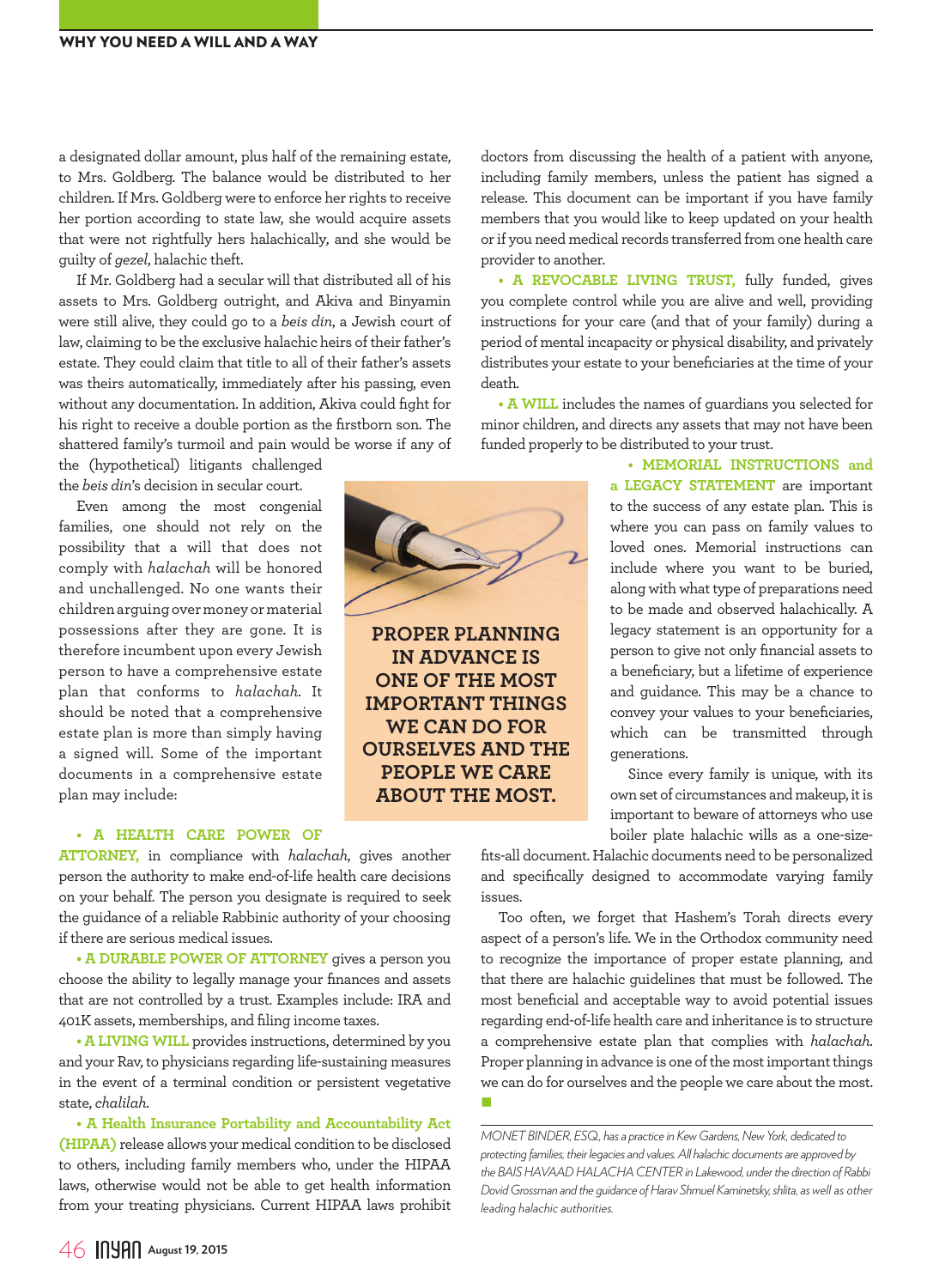a designated dollar amount, plus half of the remaining estate, to Mrs. Goldberg. The balance would be distributed to her children. If Mrs. Goldberg were to enforce her rights to receive her portion according to state law, she would acquire assets that were not rightfully hers halachically, and she would be guilty of *gezel*, halachic theft.

If Mr. Goldberg had a secular will that distributed all of his assets to Mrs. Goldberg outright, and Akiva and Binyamin were still alive, they could go to a *beis din*, a Jewish court of law, claiming to be the exclusive halachic heirs of their father's estate. They could claim that title to all of their father's assets was theirs automatically, immediately after his passing, even without any documentation. In addition, Akiva could fight for his right to receive a double portion as the firstborn son. The shattered family's turmoil and pain would be worse if any of the (hypothetical) litigants challenged the *beis din*'s decision in secular court.

Even among the most congenial families, one should not rely on the possibility that a will that does not comply with *halachah* will be honored and unchallenged. No one wants their children arguing over money or material possessions after they are gone. It is therefore incumbent upon every Jewish person to have a comprehensive estate plan that conforms to *halachah*. It should be noted that a comprehensive estate plan is more than simply having a signed will. Some of the important documents in a comprehensive estate plan may include:

**PROPER PLANNING IN ADVANCE IS ONE OF THE MOST IMPORTANT THINGS WE CAN DO FOR OURSELVES AND THE PEOPLE WE CARE ABOUT THE MOST.**

- **A HEALTH CARE POWER OF ATTORNEY,** in compliance with *halachah*, gives another person the authority to make end-of-life health care decisions on your behalf. The person you designate is required to seek the guidance of a reliable Rabbinic authority of your choosing if there are serious medical issues.
- **A DURABLE POWER OF ATTORNEY** gives a person you choose the ability to legally manage your finances and assets that are not controlled by a trust. Examples include: IRA and 401K assets, memberships, and filing income taxes.
- **A LIVING WILL** provides instructions, determined by you and your Rav, to physicians regarding life-sustaining measures in the event of a terminal condition or persistent vegetative state, *chalilah*.
- **A Health Insurance Portability and Accountability Act (HIPAA)** release allows your medical condition to be disclosed to others, including family members who, under the HIPAA laws, otherwise would not be able to get health information from your treating physicians. Current HIPAA laws prohibit doctors from discussing the health of a patient with anyone, including family members, unless the patient has signed a release. This document can be important if you have family members that you would like to keep updated on your health or if you need medical records transferred from one health care provider to another.
- **A REVOCABLE LIVING TRUST,** fully funded, gives you complete control while you are alive and well, providing instructions for your care (and that of your family) during a period of mental incapacity or physical disability, and privately distributes your estate to your beneficiaries at the time of your death.
- **A WILL** includes the names of guardians you selected for minor children, and directs any assets that may not have been funded properly to be distributed to your trust.
- **MEMORIAL INSTRUCTIONS and a LEGACY STATEMENT** are important to the success of any estate plan. This is where you can pass on family values to loved ones. Memorial instructions can include where you want to be buried, along with what type of preparations need to be made and observed halachically. A legacy statement is an opportunity for a person to give not only financial assets to a beneficiary, but a lifetime of experience and guidance. This may be a chance to convey your values to your beneficiaries, which can be transmitted through generations.

Since every family is unique, with its own set of circumstances and makeup, it is important to beware of attorneys who use boiler plate halachic wills as a one-size-fits-all document. Halachic documents need to be personalized and specifically designed to accommodate varying family issues.

Too often, we forget that Hashem's Torah directs every aspect of a person's life. We in the Orthodox community need to recognize the importance of proper estate planning, and that there are halachic guidelines that must be followed. The most beneficial and acceptable way to avoid potential issues regarding end-of-life health care and inheritance is to structure a comprehensive estate plan that complies with *halachah*. Proper planning in advance is one of the most important things we can do for ourselves and the people we care about the most. ■

*MONET BINDER, ESQ., has a practice in Kew Gardens, New York, dedicated to protecting families, their legacies and values. All halachic documents are approved by the BAIS HAVAAD HALACHA CENTER in Lakewood, under the direction of Rabbi Dovid Grossman and the guidance of Harav Shmuel Kaminetsky, shlita, as well as other leading halachic authorities.*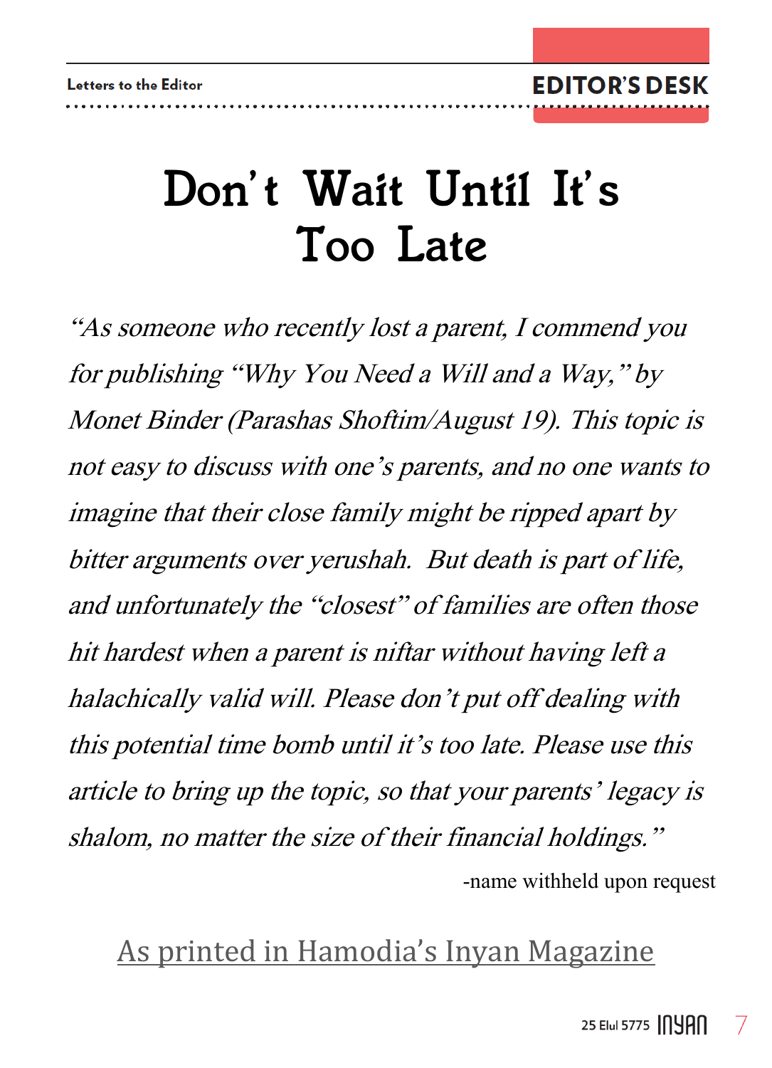Letters to the Editor

EDITOR'S DESK

# Don't Wait Until It's Too Late

*"As someone who recently lost a parent, I commend you for publishing "Why You Need a Will and a Way," by Monet Binder (Parashas Shoftim/August 19). This topic is not easy to discuss with one's parents, and no one wants to imagine that their close family might be ripped apart by bitter arguments over yerushah. But death is part of life, and unfortunately the "closest" of families are often those hit hardest when a parent is niftar without having left a halachically valid will. Please don't put off dealing with this potential time bomb until it's too late. Please use this article to bring up the topic, so that your parents' legacy is shalom, no matter the size of their financial holdings."*

-name withheld upon request

As printed in Hamodia's Inyan Magazine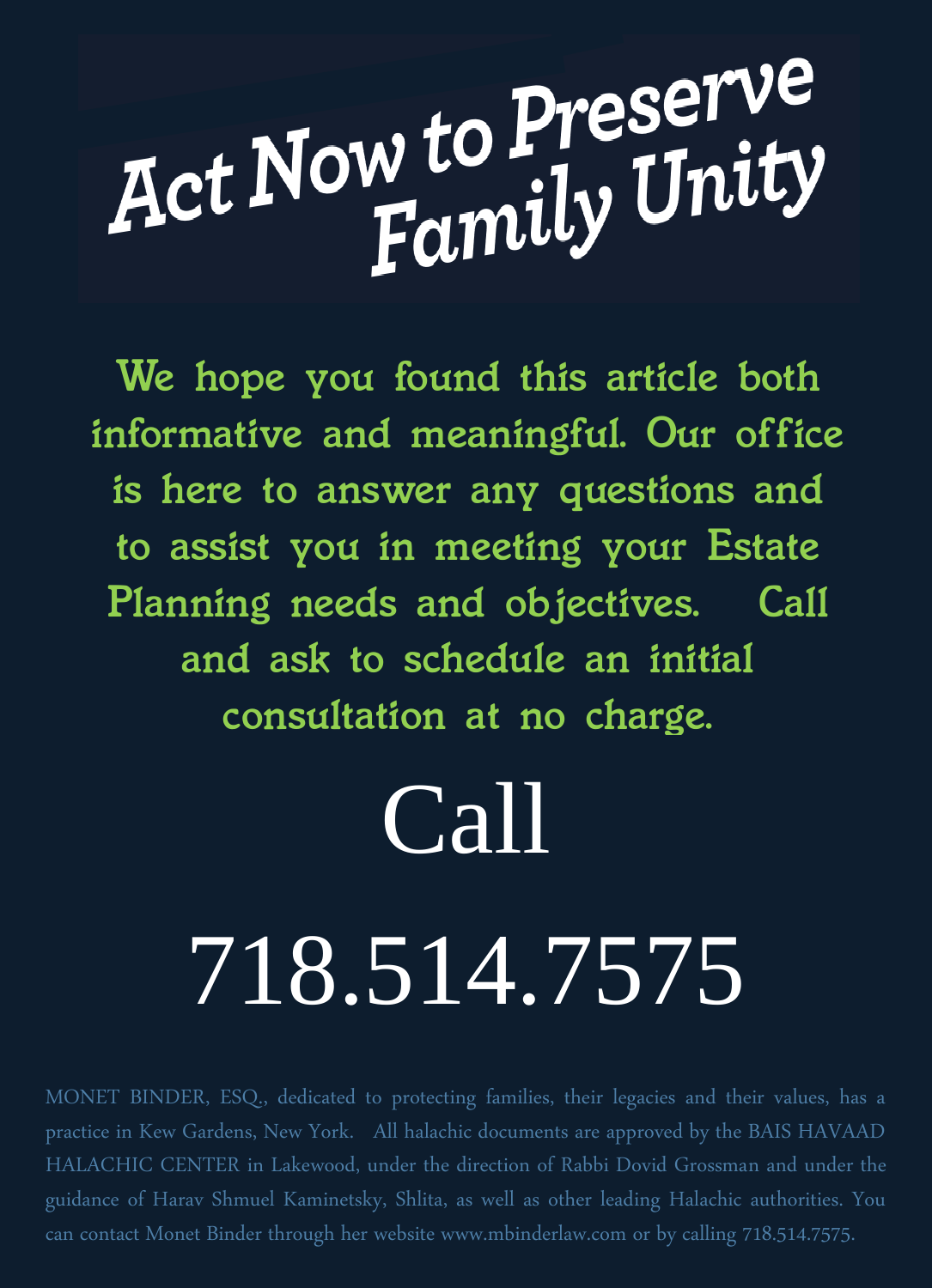# Act Now to Preserve Family Unity

**We hope you found this article both informative and meaningful. Our office is here to answer any questions and to assist you in meeting your Estate Planning needs and objectives. Call and ask to schedule an initial consultation at no charge.**

## Call

## 718.514.7575

MONET BINDER, ESQ., dedicated to protecting families, their legacies and their values, has a practice in Kew Gardens, New York. All halachic documents are approved by the BAIS HAVAAD HALACHIC CENTER in Lakewood, under the direction of Rabbi Dovid Grossman and under the guidance of Harav Shmuel Kaminetsky, Shlita, as well as other leading Halachic authorities. You can contact Monet Binder through her website www.mbinderlaw.com or by calling 718.514.7575.